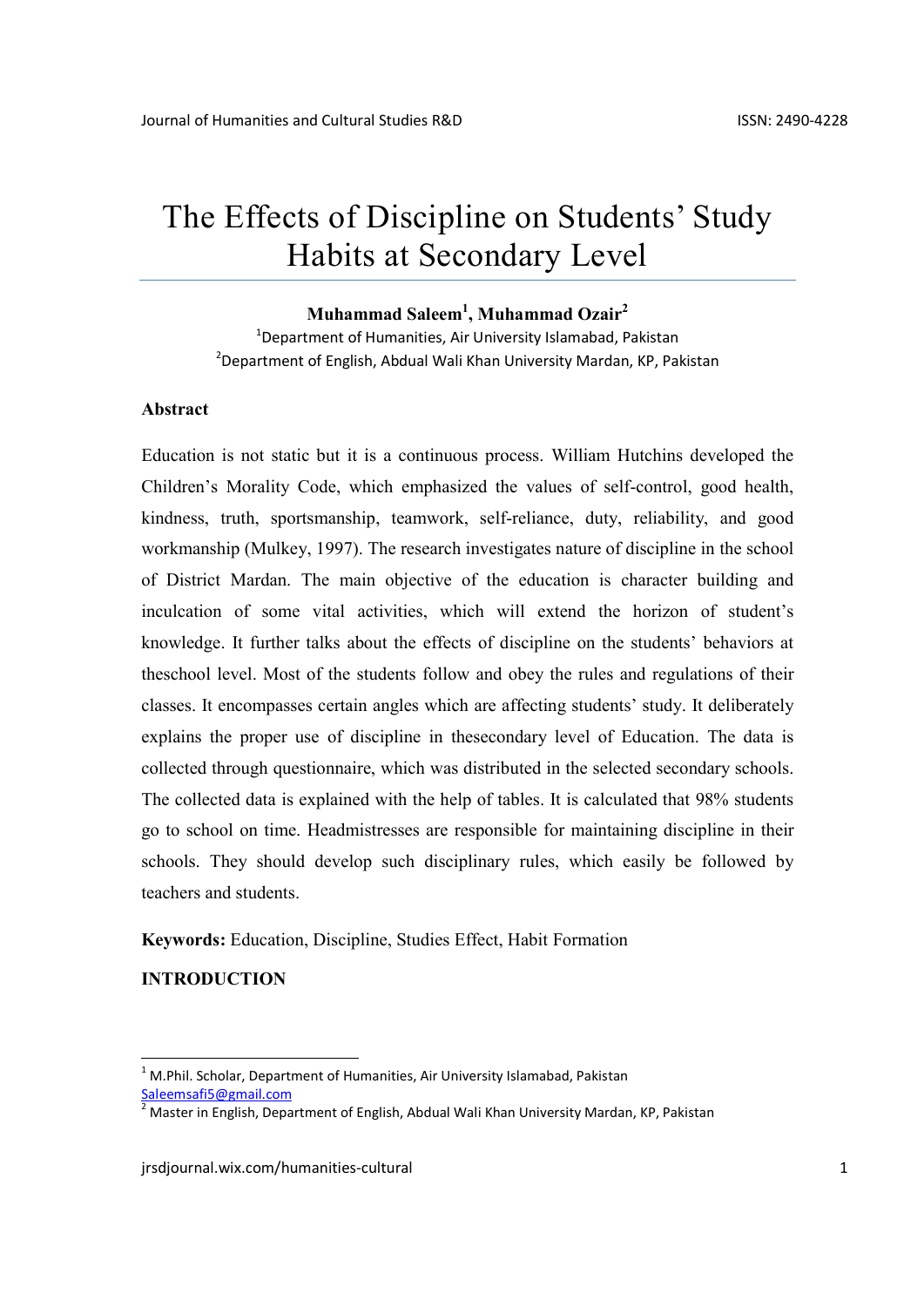# The Effects of Discipline on Students' Study Habits at Secondary Level

**Muhammad Saleem[1], Muhammad Ozair[2]**

[1]Department of Humanities, Air University Islamabad, Pakistan

[2]Department of English, Abdual Wali Khan University Mardan, KP, Pakistan

## Abstract

Education is not static but it is a continuous process. William Hutchins developed the Children's Morality Code, which emphasized the values of self-control, good health, kindness, truth, sportsmanship, teamwork, self-reliance, duty, reliability, and good workmanship (Mulkey, 1997). The research investigates nature of discipline in the school of District Mardan. The main objective of the education is character building and inculcation of some vital activities, which will extend the horizon of student's knowledge. It further talks about the effects of discipline on the students' behaviors at theschool level. Most of the students follow and obey the rules and regulations of their classes. It encompasses certain angles which are affecting students' study. It deliberately explains the proper use of discipline in thesecondary level of Education. The data is collected through questionnaire, which was distributed in the selected secondary schools. The collected data is explained with the help of tables. It is calculated that 98% students go to school on time. Headmistresses are responsible for maintaining discipline in their schools. They should develop such disciplinary rules, which easily be followed by teachers and students.

**Keywords:** Education, Discipline, Studies Effect, Habit Formation

## INTRODUCTION

---

[1] M.Phil. Scholar, Department of Humanities, Air University Islamabad, Pakistan
Saleemsafi5@gmail.com

[2] Master in English, Department of English, Abdual Wali Khan University Mardan, KP, Pakistan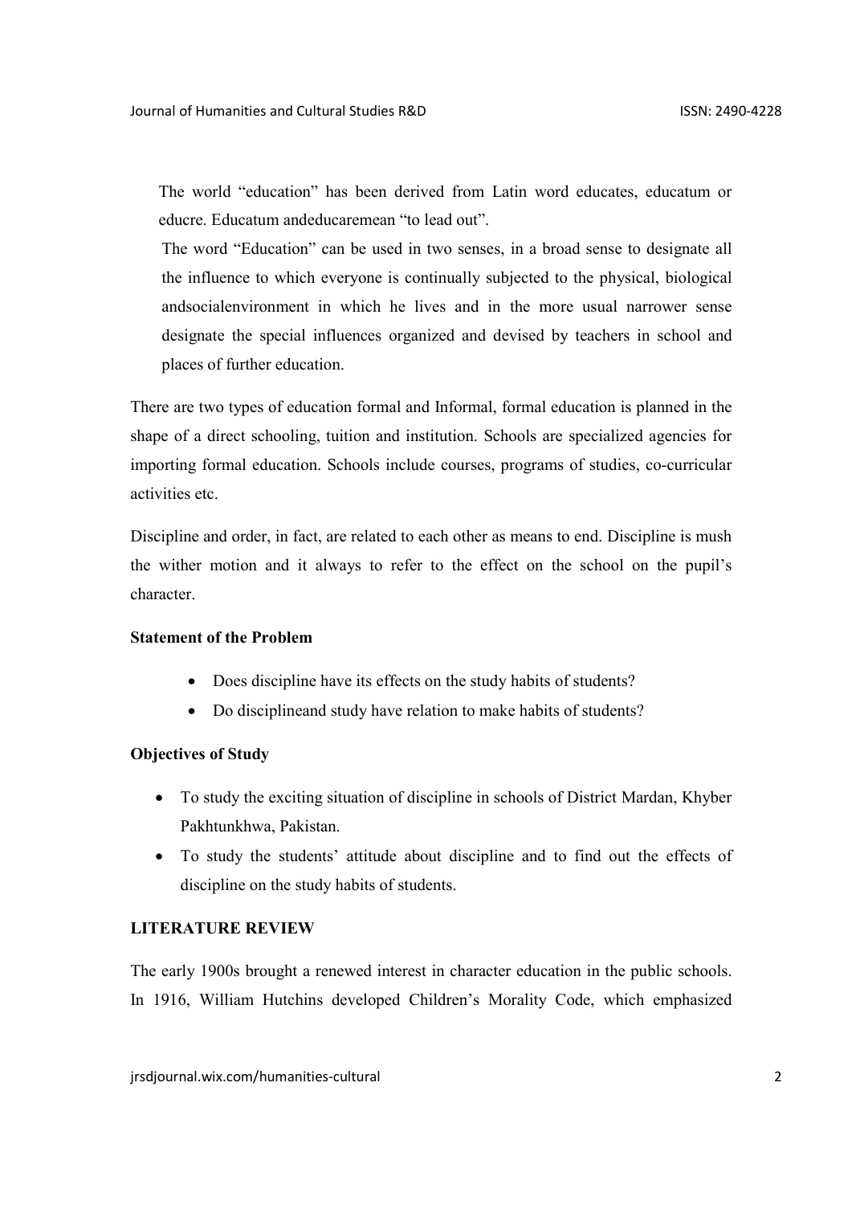The world "education" has been derived from Latin word educates, educatum or educre. Educatum andeducaremean "to lead out".

The word "Education" can be used in two senses, in a broad sense to designate all the influence to which everyone is continually subjected to the physical, biological andsocialenvironment in which he lives and in the more usual narrower sense designate the special influences organized and devised by teachers in school and places of further education.

There are two types of education formal and Informal, formal education is planned in the shape of a direct schooling, tuition and institution. Schools are specialized agencies for importing formal education. Schools include courses, programs of studies, co-curricular activities etc.

Discipline and order, in fact, are related to each other as means to end. Discipline is mush the wither motion and it always to refer to the effect on the school on the pupil's character.

**Statement of the Problem**

- Does discipline have its effects on the study habits of students?
- Do disciplineand study have relation to make habits of students?

**Objectives of Study**

- To study the exciting situation of discipline in schools of District Mardan, Khyber Pakhtunkhwa, Pakistan.
- To study the students' attitude about discipline and to find out the effects of discipline on the study habits of students.

**LITERATURE REVIEW**

The early 1900s brought a renewed interest in character education in the public schools. In 1916, William Hutchins developed Children's Morality Code, which emphasized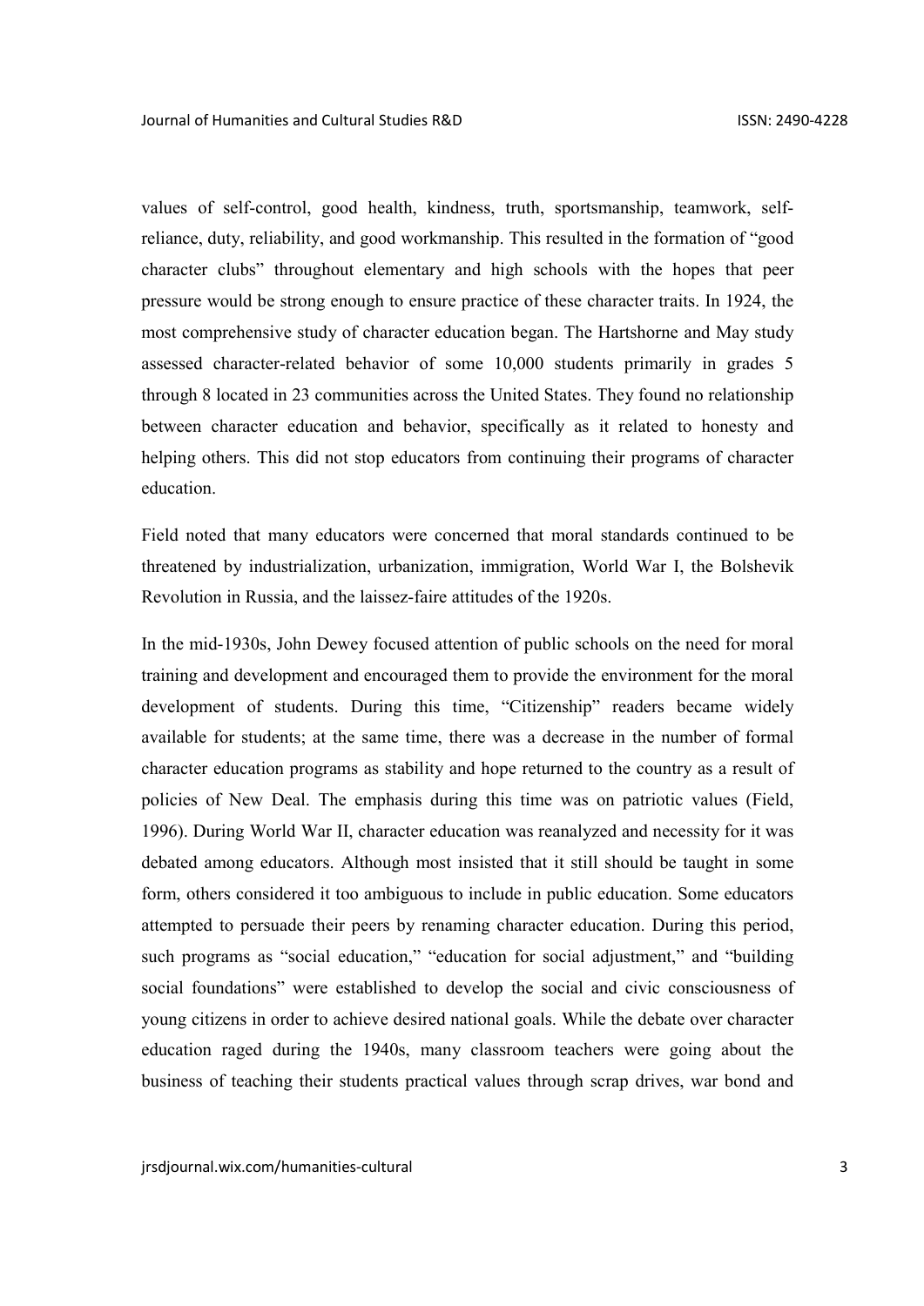values of self-control, good health, kindness, truth, sportsmanship, teamwork, self-reliance, duty, reliability, and good workmanship. This resulted in the formation of "good character clubs" throughout elementary and high schools with the hopes that peer pressure would be strong enough to ensure practice of these character traits. In 1924, the most comprehensive study of character education began. The Hartshorne and May study assessed character-related behavior of some 10,000 students primarily in grades 5 through 8 located in 23 communities across the United States. They found no relationship between character education and behavior, specifically as it related to honesty and helping others. This did not stop educators from continuing their programs of character education.

Field noted that many educators were concerned that moral standards continued to be threatened by industrialization, urbanization, immigration, World War I, the Bolshevik Revolution in Russia, and the laissez-faire attitudes of the 1920s.

In the mid-1930s, John Dewey focused attention of public schools on the need for moral training and development and encouraged them to provide the environment for the moral development of students. During this time, "Citizenship" readers became widely available for students; at the same time, there was a decrease in the number of formal character education programs as stability and hope returned to the country as a result of policies of New Deal. The emphasis during this time was on patriotic values (Field, 1996). During World War II, character education was reanalyzed and necessity for it was debated among educators. Although most insisted that it still should be taught in some form, others considered it too ambiguous to include in public education. Some educators attempted to persuade their peers by renaming character education. During this period, such programs as "social education," "education for social adjustment," and "building social foundations" were established to develop the social and civic consciousness of young citizens in order to achieve desired national goals. While the debate over character education raged during the 1940s, many classroom teachers were going about the business of teaching their students practical values through scrap drives, war bond and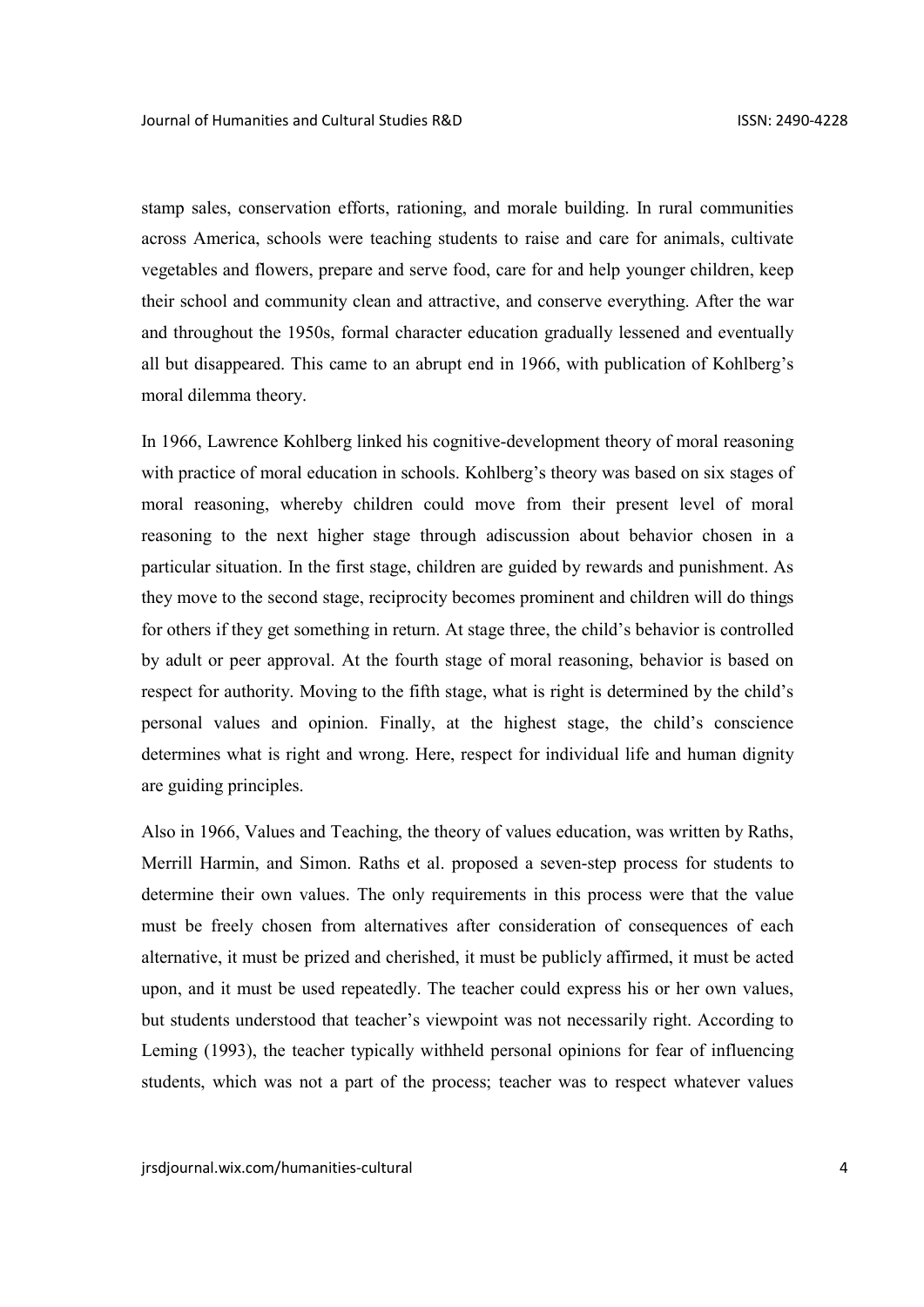stamp sales, conservation efforts, rationing, and morale building. In rural communities across America, schools were teaching students to raise and care for animals, cultivate vegetables and flowers, prepare and serve food, care for and help younger children, keep their school and community clean and attractive, and conserve everything. After the war and throughout the 1950s, formal character education gradually lessened and eventually all but disappeared. This came to an abrupt end in 1966, with publication of Kohlberg's moral dilemma theory.

In 1966, Lawrence Kohlberg linked his cognitive-development theory of moral reasoning with practice of moral education in schools. Kohlberg's theory was based on six stages of moral reasoning, whereby children could move from their present level of moral reasoning to the next higher stage through adiscussion about behavior chosen in a particular situation. In the first stage, children are guided by rewards and punishment. As they move to the second stage, reciprocity becomes prominent and children will do things for others if they get something in return. At stage three, the child's behavior is controlled by adult or peer approval. At the fourth stage of moral reasoning, behavior is based on respect for authority. Moving to the fifth stage, what is right is determined by the child's personal values and opinion. Finally, at the highest stage, the child's conscience determines what is right and wrong. Here, respect for individual life and human dignity are guiding principles.

Also in 1966, Values and Teaching, the theory of values education, was written by Raths, Merrill Harmin, and Simon. Raths et al. proposed a seven-step process for students to determine their own values. The only requirements in this process were that the value must be freely chosen from alternatives after consideration of consequences of each alternative, it must be prized and cherished, it must be publicly affirmed, it must be acted upon, and it must be used repeatedly. The teacher could express his or her own values, but students understood that teacher's viewpoint was not necessarily right. According to Leming (1993), the teacher typically withheld personal opinions for fear of influencing students, which was not a part of the process; teacher was to respect whatever values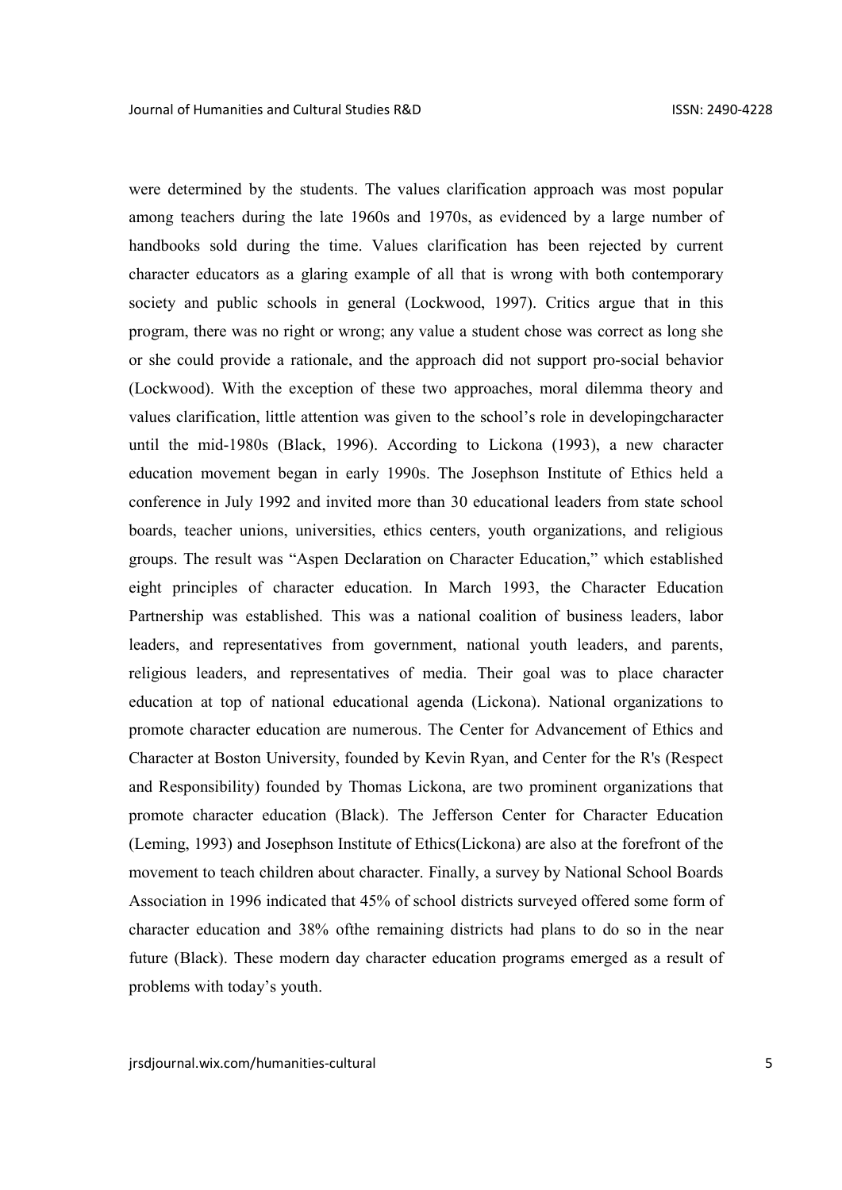were determined by the students. The values clarification approach was most popular among teachers during the late 1960s and 1970s, as evidenced by a large number of handbooks sold during the time. Values clarification has been rejected by current character educators as a glaring example of all that is wrong with both contemporary society and public schools in general (Lockwood, 1997). Critics argue that in this program, there was no right or wrong; any value a student chose was correct as long she or she could provide a rationale, and the approach did not support pro-social behavior (Lockwood). With the exception of these two approaches, moral dilemma theory and values clarification, little attention was given to the school's role in developingcharacter until the mid-1980s (Black, 1996). According to Lickona (1993), a new character education movement began in early 1990s. The Josephson Institute of Ethics held a conference in July 1992 and invited more than 30 educational leaders from state school boards, teacher unions, universities, ethics centers, youth organizations, and religious groups. The result was "Aspen Declaration on Character Education," which established eight principles of character education. In March 1993, the Character Education Partnership was established. This was a national coalition of business leaders, labor leaders, and representatives from government, national youth leaders, and parents, religious leaders, and representatives of media. Their goal was to place character education at top of national educational agenda (Lickona). National organizations to promote character education are numerous. The Center for Advancement of Ethics and Character at Boston University, founded by Kevin Ryan, and Center for the R's (Respect and Responsibility) founded by Thomas Lickona, are two prominent organizations that promote character education (Black). The Jefferson Center for Character Education (Leming, 1993) and Josephson Institute of Ethics(Lickona) are also at the forefront of the movement to teach children about character. Finally, a survey by National School Boards Association in 1996 indicated that 45% of school districts surveyed offered some form of character education and 38% ofthe remaining districts had plans to do so in the near future (Black). These modern day character education programs emerged as a result of problems with today's youth.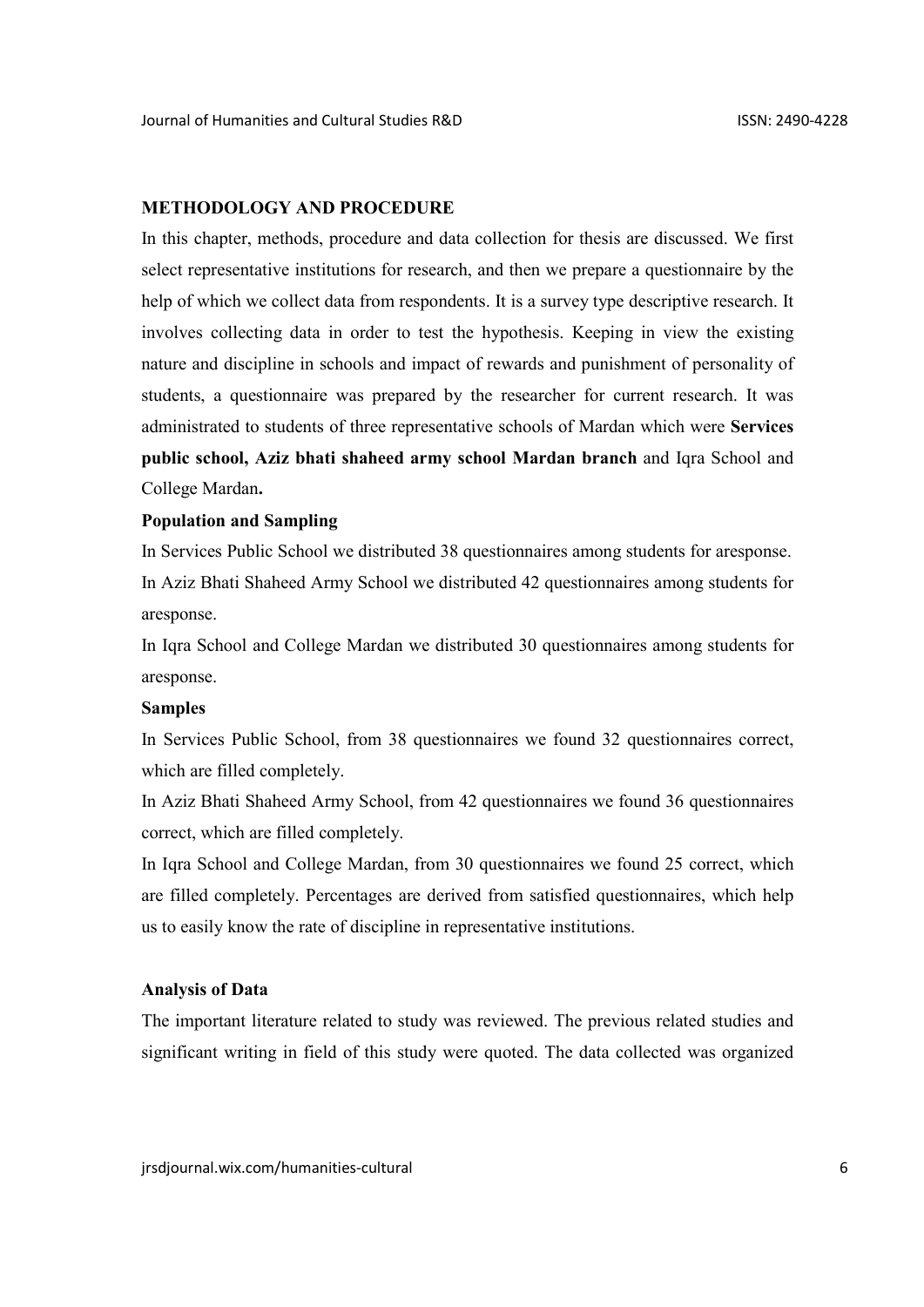## METHODOLOGY AND PROCEDURE

In this chapter, methods, procedure and data collection for thesis are discussed. We first select representative institutions for research, and then we prepare a questionnaire by the help of which we collect data from respondents. It is a survey type descriptive research. It involves collecting data in order to test the hypothesis. Keeping in view the existing nature and discipline in schools and impact of rewards and punishment of personality of students, a questionnaire was prepared by the researcher for current research. It was administrated to students of three representative schools of Mardan which were **Services public school, Aziz bhati shaheed army school Mardan branch** and Iqra School and College Mardan**.**

### Population and Sampling

In Services Public School we distributed 38 questionnaires among students for aresponse.

In Aziz Bhati Shaheed Army School we distributed 42 questionnaires among students for aresponse.

In Iqra School and College Mardan we distributed 30 questionnaires among students for aresponse.

### Samples

In Services Public School, from 38 questionnaires we found 32 questionnaires correct, which are filled completely.

In Aziz Bhati Shaheed Army School, from 42 questionnaires we found 36 questionnaires correct, which are filled completely.

In Iqra School and College Mardan, from 30 questionnaires we found 25 correct, which are filled completely. Percentages are derived from satisfied questionnaires, which help us to easily know the rate of discipline in representative institutions.

### Analysis of Data

The important literature related to study was reviewed. The previous related studies and significant writing in field of this study were quoted. The data collected was organized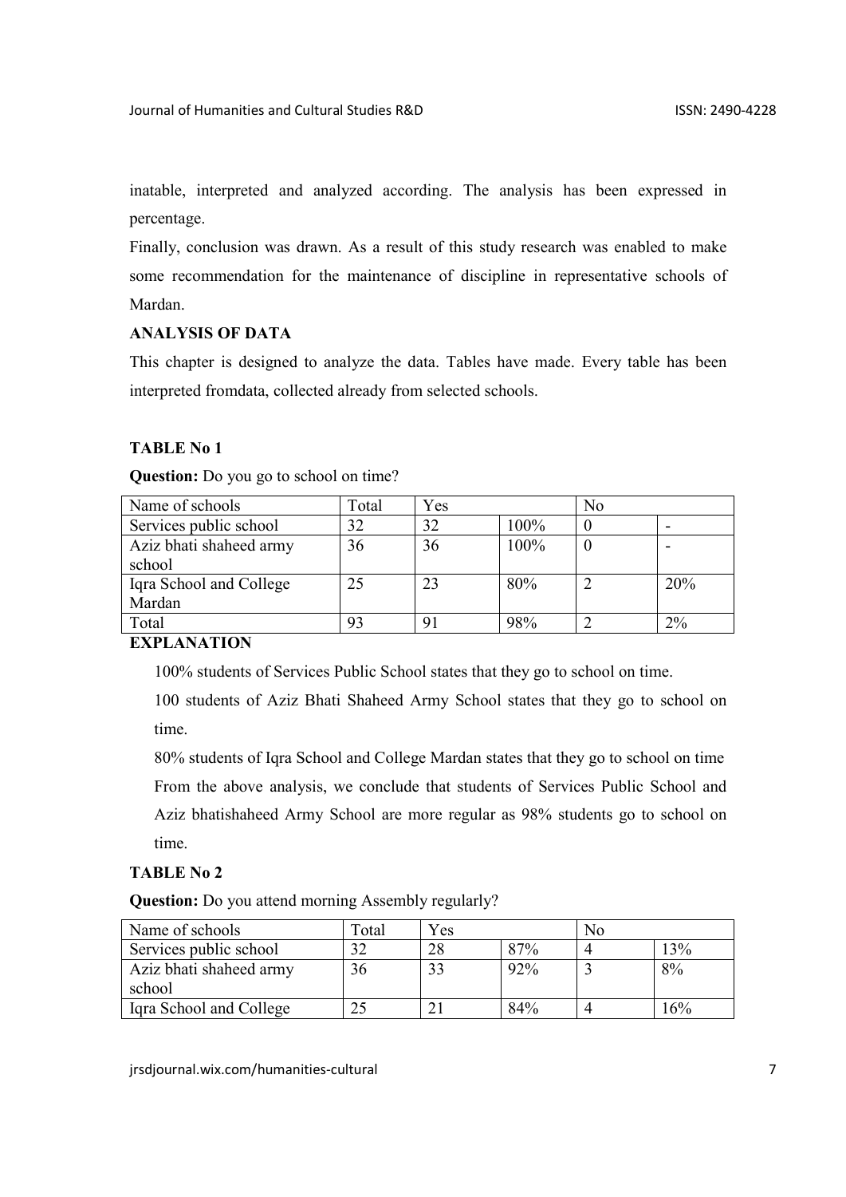inatable, interpreted and analyzed according. The analysis has been expressed in percentage.

Finally, conclusion was drawn. As a result of this study research was enabled to make some recommendation for the maintenance of discipline in representative schools of Mardan.

**ANALYSIS OF DATA**

This chapter is designed to analyze the data. Tables have made. Every table has been interpreted fromdata, collected already from selected schools.

**TABLE No 1**

**Question:** Do you go to school on time?

| Name of schools | Total | Yes | | No | |
|---|---|---|---|---|---|
| Services public school | 32 | 32 | 100% | 0 | - |
| Aziz bhati shaheed army school | 36 | 36 | 100% | 0 | - |
| Iqra School and College Mardan | 25 | 23 | 80% | 2 | 20% |
| Total | 93 | 91 | 98% | 2 | 2% |

**EXPLANATION**

100% students of Services Public School states that they go to school on time.

100 students of Aziz Bhati Shaheed Army School states that they go to school on time.

80% students of Iqra School and College Mardan states that they go to school on time

From the above analysis, we conclude that students of Services Public School and Aziz bhatishaheed Army School are more regular as 98% students go to school on time.

**TABLE No 2**

**Question:** Do you attend morning Assembly regularly?

| Name of schools | Total | Yes | | No | |
|---|---|---|---|---|---|
| Services public school | 32 | 28 | 87% | 4 | 13% |
| Aziz bhati shaheed army school | 36 | 33 | 92% | 3 | 8% |
| Iqra School and College | 25 | 21 | 84% | 4 | 16% |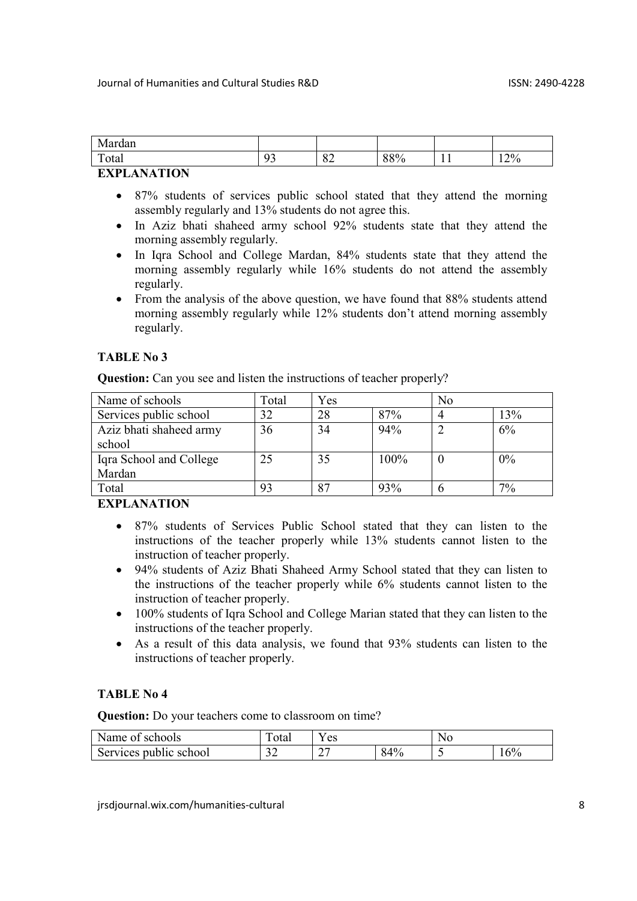| Mardan | | | | | |
| --- | --- | --- | --- | --- | --- |
| Total | 93 | 82 | 88% | 11 | 12% |

**EXPLANATION**

- 87% students of services public school stated that they attend the morning assembly regularly and 13% students do not agree this.
- In Aziz bhati shaheed army school 92% students state that they attend the morning assembly regularly.
- In Iqra School and College Mardan, 84% students state that they attend the morning assembly regularly while 16% students do not attend the assembly regularly.
- From the analysis of the above question, we have found that 88% students attend morning assembly regularly while 12% students don't attend morning assembly regularly.

**TABLE No 3**

**Question:** Can you see and listen the instructions of teacher properly?

| Name of schools | Total | Yes | | No | |
| --- | --- | --- | --- | --- | --- |
| Services public school | 32 | 28 | 87% | 4 | 13% |
| Aziz bhati shaheed army school | 36 | 34 | 94% | 2 | 6% |
| Iqra School and College Mardan | 25 | 35 | 100% | 0 | 0% |
| Total | 93 | 87 | 93% | 6 | 7% |

**EXPLANATION**

- 87% students of Services Public School stated that they can listen to the instructions of the teacher properly while 13% students cannot listen to the instruction of teacher properly.
- 94% students of Aziz Bhati Shaheed Army School stated that they can listen to the instructions of the teacher properly while 6% students cannot listen to the instruction of teacher properly.
- 100% students of Iqra School and College Marian stated that they can listen to the instructions of the teacher properly.
- As a result of this data analysis, we found that 93% students can listen to the instructions of teacher properly.

**TABLE No 4**

**Question:** Do your teachers come to classroom on time?

| Name of schools | Total | Yes | | No | |
| --- | --- | --- | --- | --- | --- |
| Services public school | 32 | 27 | 84% | 5 | 16% |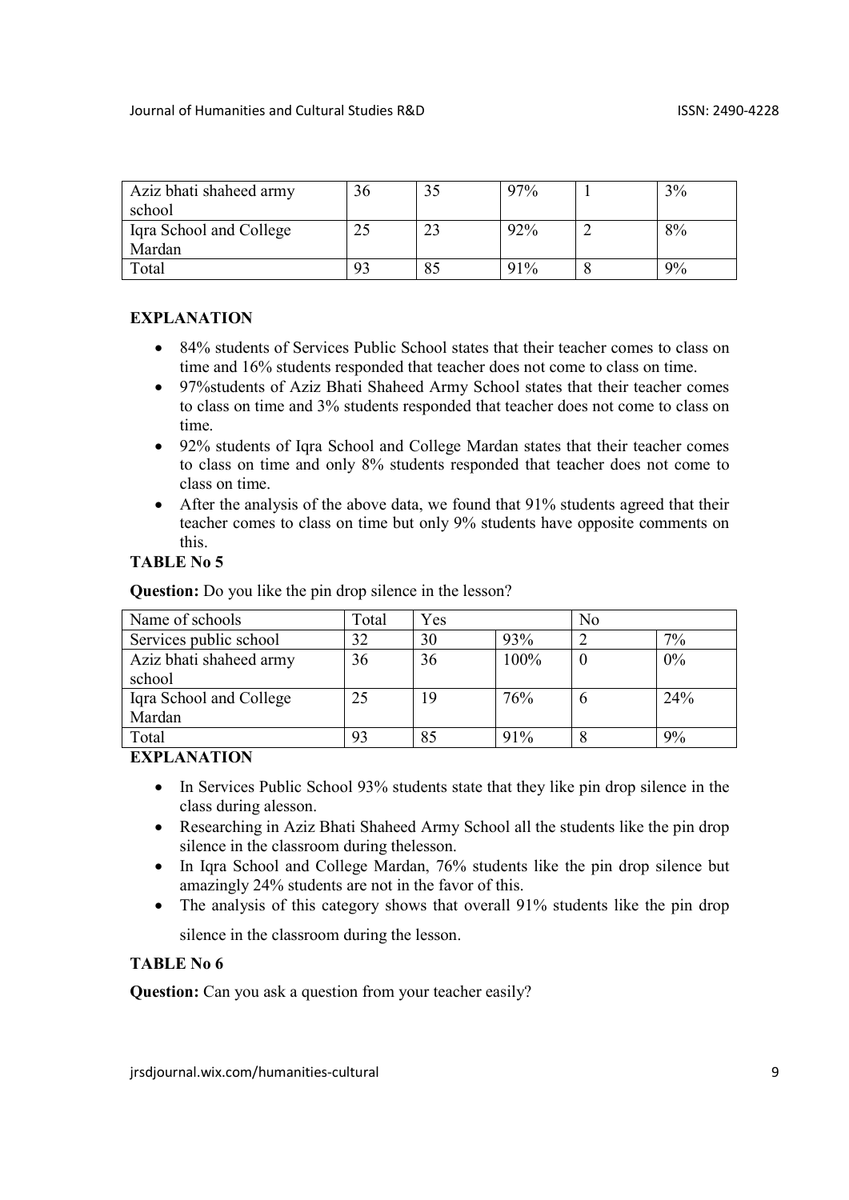| Aziz bhati shaheed army school | 36 | 35 | 97% | 1 | 3% |
|---|---|---|---|---|---|
| Iqra School and College Mardan | 25 | 23 | 92% | 2 | 8% |
| Total | 93 | 85 | 91% | 8 | 9% |

**EXPLANATION**

- 84% students of Services Public School states that their teacher comes to class on time and 16% students responded that teacher does not come to class on time.
- 97%students of Aziz Bhati Shaheed Army School states that their teacher comes to class on time and 3% students responded that teacher does not come to class on time.
- 92% students of Iqra School and College Mardan states that their teacher comes to class on time and only 8% students responded that teacher does not come to class on time.
- After the analysis of the above data, we found that 91% students agreed that their teacher comes to class on time but only 9% students have opposite comments on this.

**TABLE No 5**

**Question:** Do you like the pin drop silence in the lesson?

| Name of schools | Total | Yes | | No | |
|---|---|---|---|---|---|
| Services public school | 32 | 30 | 93% | 2 | 7% |
| Aziz bhati shaheed army school | 36 | 36 | 100% | 0 | 0% |
| Iqra School and College Mardan | 25 | 19 | 76% | 6 | 24% |
| Total | 93 | 85 | 91% | 8 | 9% |

**EXPLANATION**

- In Services Public School 93% students state that they like pin drop silence in the class during alesson.
- Researching in Aziz Bhati Shaheed Army School all the students like the pin drop silence in the classroom during thelesson.
- In Iqra School and College Mardan, 76% students like the pin drop silence but amazingly 24% students are not in the favor of this.
- The analysis of this category shows that overall 91% students like the pin drop silence in the classroom during the lesson.

**TABLE No 6**

**Question:** Can you ask a question from your teacher easily?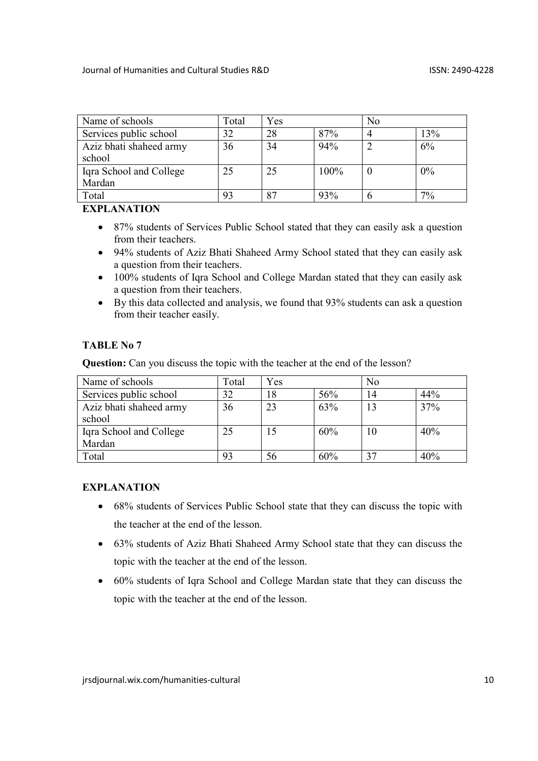| Name of schools | Total | Yes | | No | |
|---|---|---|---|---|---|
| Services public school | 32 | 28 | 87% | 4 | 13% |
| Aziz bhati shaheed army school | 36 | 34 | 94% | 2 | 6% |
| Iqra School and College Mardan | 25 | 25 | 100% | 0 | 0% |
| Total | 93 | 87 | 93% | 6 | 7% |

**EXPLANATION**

- 87% students of Services Public School stated that they can easily ask a question from their teachers.
- 94% students of Aziz Bhati Shaheed Army School stated that they can easily ask a question from their teachers.
- 100% students of Iqra School and College Mardan stated that they can easily ask a question from their teachers.
- By this data collected and analysis, we found that 93% students can ask a question from their teacher easily.

**TABLE No 7**

**Question:** Can you discuss the topic with the teacher at the end of the lesson?

| Name of schools | Total | Yes | | No | |
|---|---|---|---|---|---|
| Services public school | 32 | 18 | 56% | 14 | 44% |
| Aziz bhati shaheed army school | 36 | 23 | 63% | 13 | 37% |
| Iqra School and College Mardan | 25 | 15 | 60% | 10 | 40% |
| Total | 93 | 56 | 60% | 37 | 40% |

**EXPLANATION**

- 68% students of Services Public School state that they can discuss the topic with the teacher at the end of the lesson.
- 63% students of Aziz Bhati Shaheed Army School state that they can discuss the topic with the teacher at the end of the lesson.
- 60% students of Iqra School and College Mardan state that they can discuss the topic with the teacher at the end of the lesson.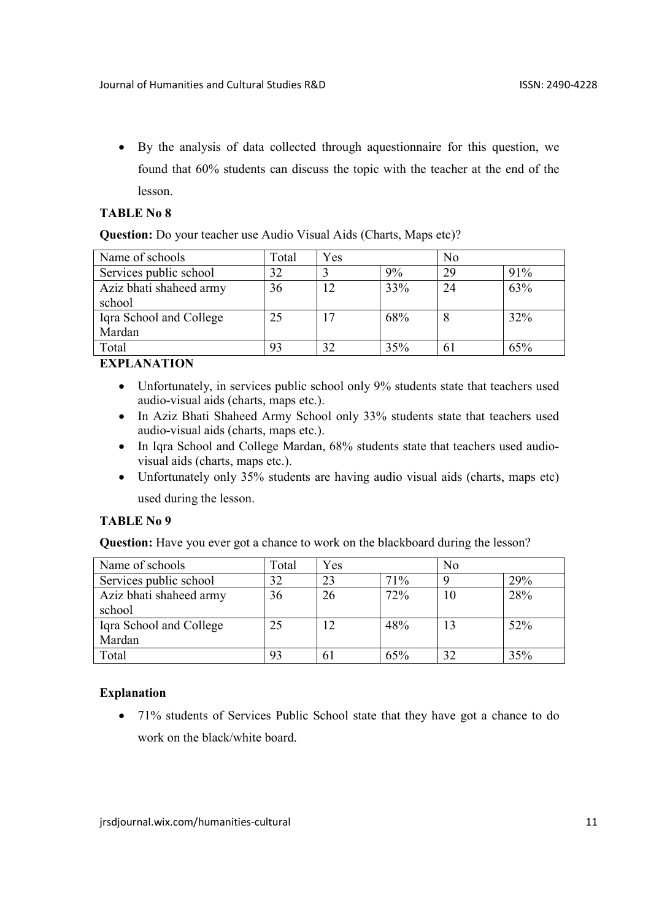- By the analysis of data collected through aquestionnaire for this question, we found that 60% students can discuss the topic with the teacher at the end of the lesson.

**TABLE No 8**

**Question:** Do your teacher use Audio Visual Aids (Charts, Maps etc)?

| Name of schools | Total | Yes | | No | |
|---|---|---|---|---|---|
| Services public school | 32 | 3 | 9% | 29 | 91% |
| Aziz bhati shaheed army school | 36 | 12 | 33% | 24 | 63% |
| Iqra School and College Mardan | 25 | 17 | 68% | 8 | 32% |
| Total | 93 | 32 | 35% | 61 | 65% |

**EXPLANATION**

- Unfortunately, in services public school only 9% students state that teachers used audio-visual aids (charts, maps etc.).
- In Aziz Bhati Shaheed Army School only 33% students state that teachers used audio-visual aids (charts, maps etc.).
- In Iqra School and College Mardan, 68% students state that teachers used audio-visual aids (charts, maps etc.).
- Unfortunately only 35% students are having audio visual aids (charts, maps etc) used during the lesson.

**TABLE No 9**

**Question:** Have you ever got a chance to work on the blackboard during the lesson?

| Name of schools | Total | Yes | | No | |
|---|---|---|---|---|---|
| Services public school | 32 | 23 | 71% | 9 | 29% |
| Aziz bhati shaheed army school | 36 | 26 | 72% | 10 | 28% |
| Iqra School and College Mardan | 25 | 12 | 48% | 13 | 52% |
| Total | 93 | 61 | 65% | 32 | 35% |

**Explanation**

- 71% students of Services Public School state that they have got a chance to do work on the black/white board.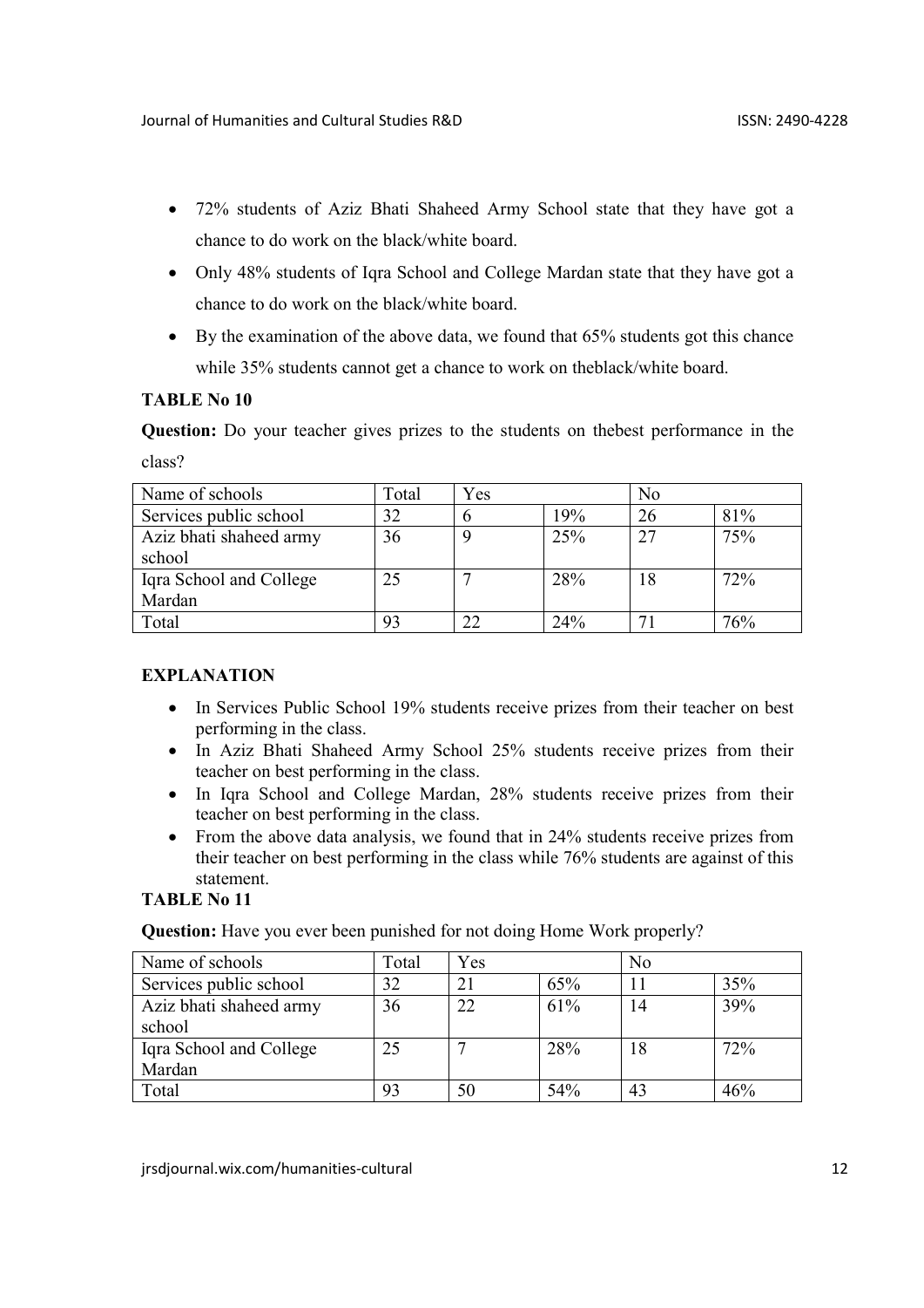- 72% students of Aziz Bhati Shaheed Army School state that they have got a chance to do work on the black/white board.
- Only 48% students of Iqra School and College Mardan state that they have got a chance to do work on the black/white board.
- By the examination of the above data, we found that 65% students got this chance while 35% students cannot get a chance to work on theblack/white board.

**TABLE No 10**

**Question:** Do your teacher gives prizes to the students on thebest performance in the class?

| Name of schools | Total | Yes | | No | |
|---|---|---|---|---|---|
| Services public school | 32 | 6 | 19% | 26 | 81% |
| Aziz bhati shaheed army school | 36 | 9 | 25% | 27 | 75% |
| Iqra School and College Mardan | 25 | 7 | 28% | 18 | 72% |
| Total | 93 | 22 | 24% | 71 | 76% |

**EXPLANATION**

- In Services Public School 19% students receive prizes from their teacher on best performing in the class.
- In Aziz Bhati Shaheed Army School 25% students receive prizes from their teacher on best performing in the class.
- In Iqra School and College Mardan, 28% students receive prizes from their teacher on best performing in the class.
- From the above data analysis, we found that in 24% students receive prizes from their teacher on best performing in the class while 76% students are against of this statement.

**TABLE No 11**

**Question:** Have you ever been punished for not doing Home Work properly?

| Name of schools | Total | Yes | | No | |
|---|---|---|---|---|---|
| Services public school | 32 | 21 | 65% | 11 | 35% |
| Aziz bhati shaheed army school | 36 | 22 | 61% | 14 | 39% |
| Iqra School and College Mardan | 25 | 7 | 28% | 18 | 72% |
| Total | 93 | 50 | 54% | 43 | 46% |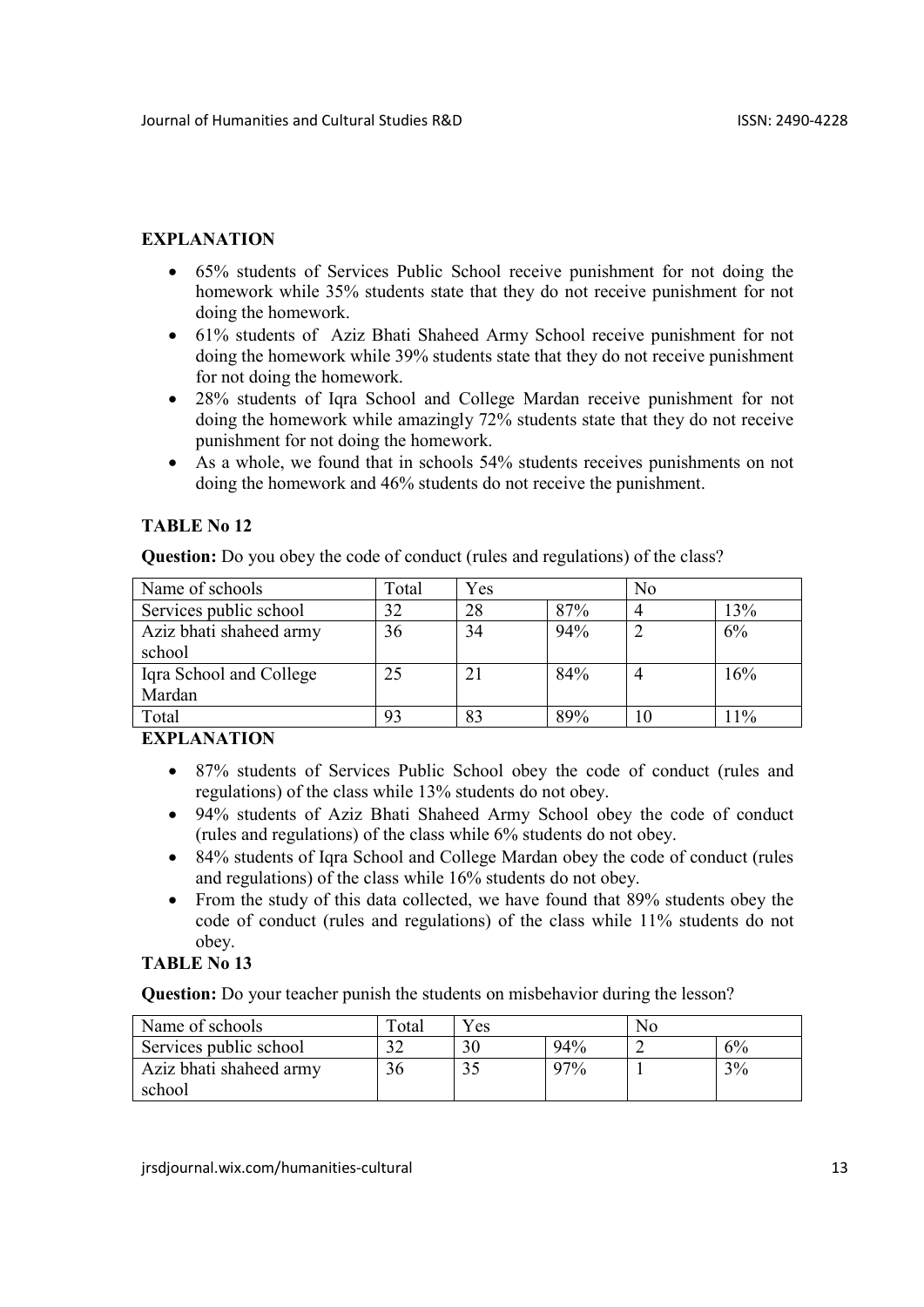**EXPLANATION**

- 65% students of Services Public School receive punishment for not doing the homework while 35% students state that they do not receive punishment for not doing the homework.
- 61% students of Aziz Bhati Shaheed Army School receive punishment for not doing the homework while 39% students state that they do not receive punishment for not doing the homework.
- 28% students of Iqra School and College Mardan receive punishment for not doing the homework while amazingly 72% students state that they do not receive punishment for not doing the homework.
- As a whole, we found that in schools 54% students receives punishments on not doing the homework and 46% students do not receive the punishment.

**TABLE No 12**

**Question:** Do you obey the code of conduct (rules and regulations) of the class?

| Name of schools | Total | Yes | | No | |
|---|---|---|---|---|---|
| Services public school | 32 | 28 | 87% | 4 | 13% |
| Aziz bhati shaheed army school | 36 | 34 | 94% | 2 | 6% |
| Iqra School and College Mardan | 25 | 21 | 84% | 4 | 16% |
| Total | 93 | 83 | 89% | 10 | 11% |

**EXPLANATION**

- 87% students of Services Public School obey the code of conduct (rules and regulations) of the class while 13% students do not obey.
- 94% students of Aziz Bhati Shaheed Army School obey the code of conduct (rules and regulations) of the class while 6% students do not obey.
- 84% students of Iqra School and College Mardan obey the code of conduct (rules and regulations) of the class while 16% students do not obey.
- From the study of this data collected, we have found that 89% students obey the code of conduct (rules and regulations) of the class while 11% students do not obey.

**TABLE No 13**

**Question:** Do your teacher punish the students on misbehavior during the lesson?

| Name of schools | Total | Yes | | No | |
|---|---|---|---|---|---|
| Services public school | 32 | 30 | 94% | 2 | 6% |
| Aziz bhati shaheed army school | 36 | 35 | 97% | 1 | 3% |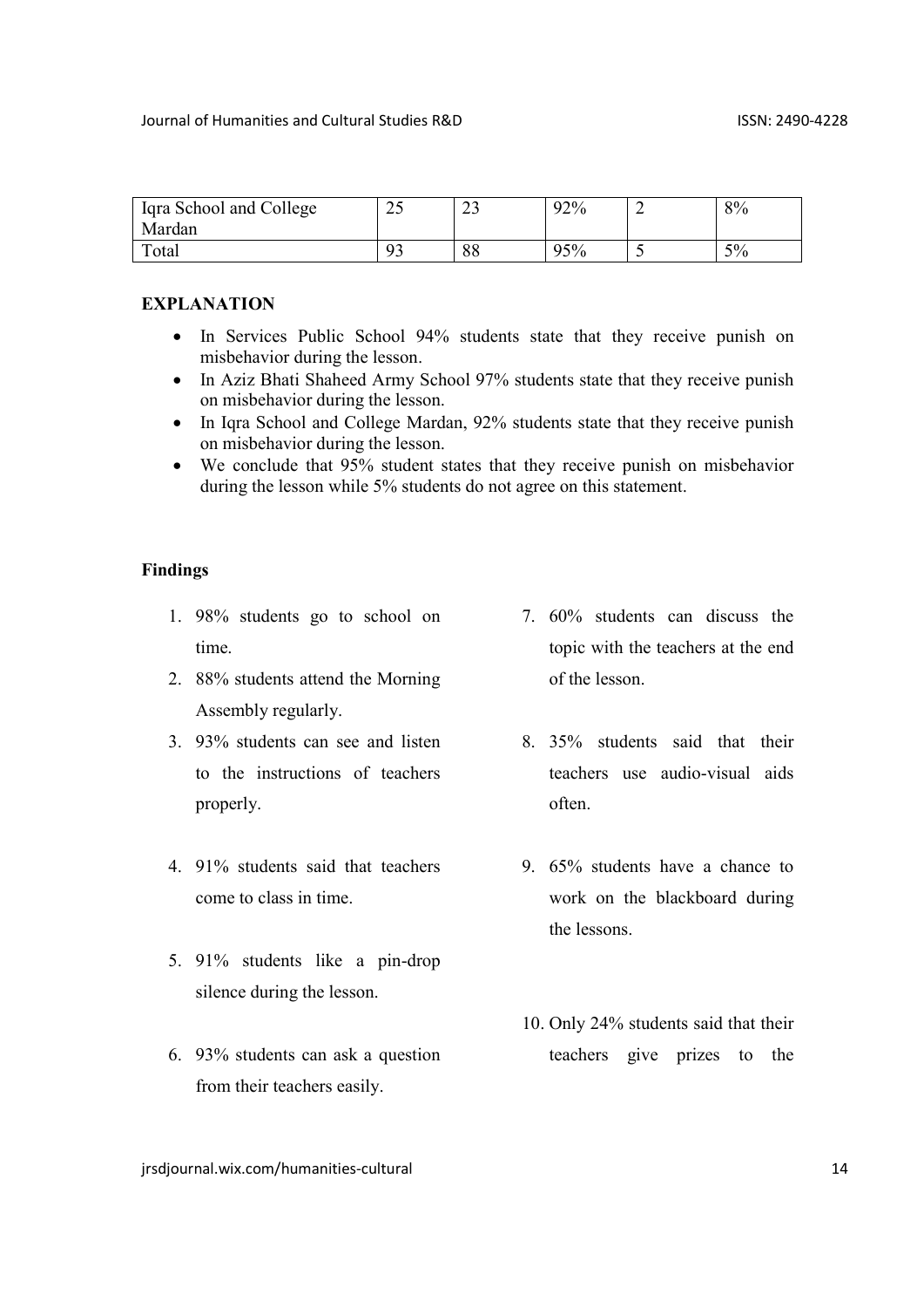| Iqra School and College Mardan | 25 | 23 | 92% | 2 | 8% |
|---|---|---|---|---|---|
| Total | 93 | 88 | 95% | 5 | 5% |

**EXPLANATION**

- In Services Public School 94% students state that they receive punish on misbehavior during the lesson.
- In Aziz Bhati Shaheed Army School 97% students state that they receive punish on misbehavior during the lesson.
- In Iqra School and College Mardan, 92% students state that they receive punish on misbehavior during the lesson.
- We conclude that 95% student states that they receive punish on misbehavior during the lesson while 5% students do not agree on this statement.

**Findings**

1. 98% students go to school on time.
2. 88% students attend the Morning Assembly regularly.
3. 93% students can see and listen to the instructions of teachers properly.
4. 91% students said that teachers come to class in time.
5. 91% students like a pin-drop silence during the lesson.
6. 93% students can ask a question from their teachers easily.
7. 60% students can discuss the topic with the teachers at the end of the lesson.
8. 35% students said that their teachers use audio-visual aids often.
9. 65% students have a chance to work on the blackboard during the lessons.
10. Only 24% students said that their teachers give prizes to the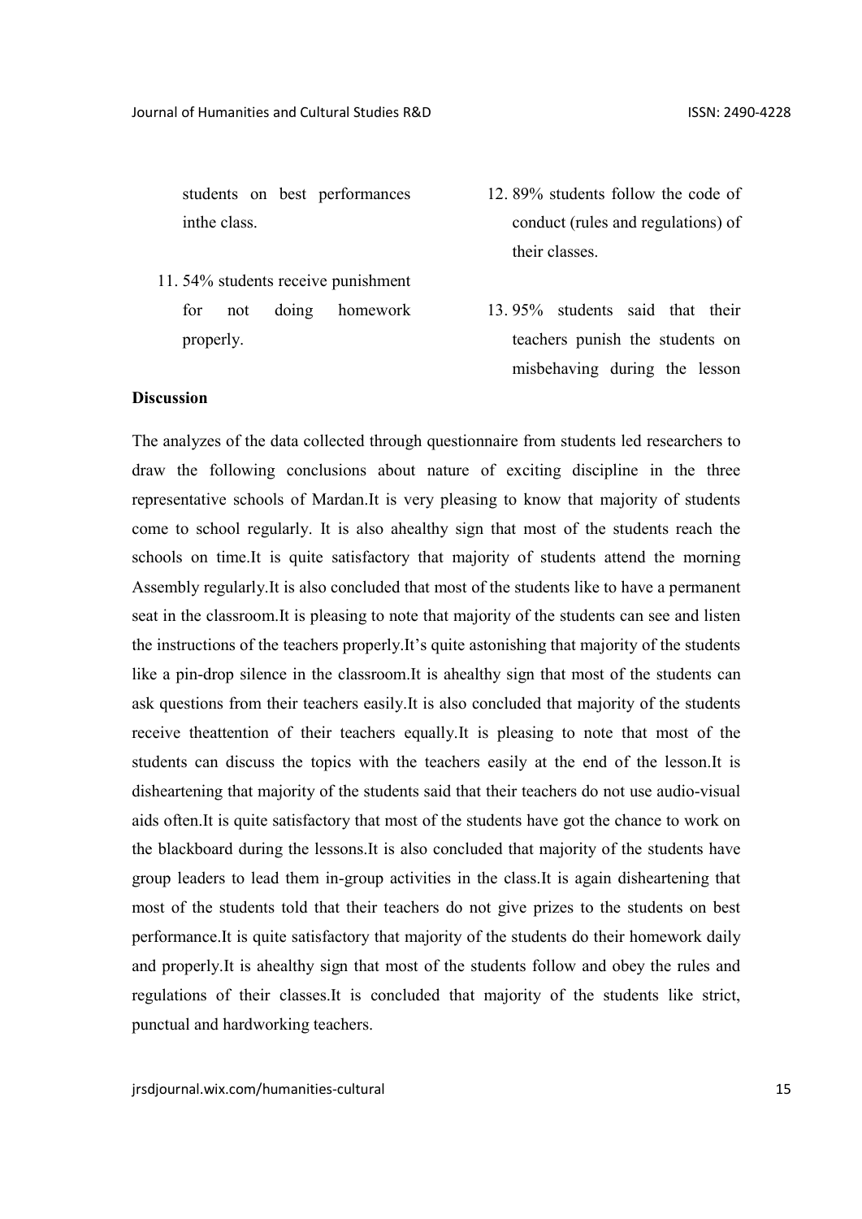students on best performances inthe class.

11. 54% students receive punishment for not doing homework properly.
12. 89% students follow the code of conduct (rules and regulations) of their classes.
13. 95% students said that their teachers punish the students on misbehaving during the lesson

**Discussion**

The analyzes of the data collected through questionnaire from students led researchers to draw the following conclusions about nature of exciting discipline in the three representative schools of Mardan.It is very pleasing to know that majority of students come to school regularly. It is also ahealthy sign that most of the students reach the schools on time.It is quite satisfactory that majority of students attend the morning Assembly regularly.It is also concluded that most of the students like to have a permanent seat in the classroom.It is pleasing to note that majority of the students can see and listen the instructions of the teachers properly.It's quite astonishing that majority of the students like a pin-drop silence in the classroom.It is ahealthy sign that most of the students can ask questions from their teachers easily.It is also concluded that majority of the students receive theattention of their teachers equally.It is pleasing to note that most of the students can discuss the topics with the teachers easily at the end of the lesson.It is disheartening that majority of the students said that their teachers do not use audio-visual aids often.It is quite satisfactory that most of the students have got the chance to work on the blackboard during the lessons.It is also concluded that majority of the students have group leaders to lead them in-group activities in the class.It is again disheartening that most of the students told that their teachers do not give prizes to the students on best performance.It is quite satisfactory that majority of the students do their homework daily and properly.It is ahealthy sign that most of the students follow and obey the rules and regulations of their classes.It is concluded that majority of the students like strict, punctual and hardworking teachers.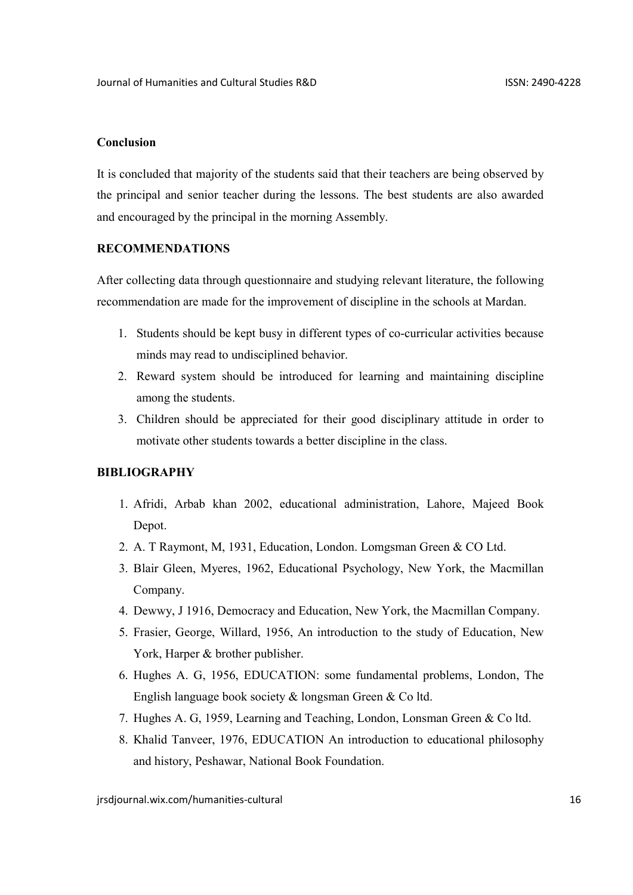## Conclusion

It is concluded that majority of the students said that their teachers are being observed by the principal and senior teacher during the lessons. The best students are also awarded and encouraged by the principal in the morning Assembly.

## RECOMMENDATIONS

After collecting data through questionnaire and studying relevant literature, the following recommendation are made for the improvement of discipline in the schools at Mardan.

1. Students should be kept busy in different types of co-curricular activities because minds may read to undisciplined behavior.
2. Reward system should be introduced for learning and maintaining discipline among the students.
3. Children should be appreciated for their good disciplinary attitude in order to motivate other students towards a better discipline in the class.

## BIBLIOGRAPHY

1. Afridi, Arbab khan 2002, educational administration, Lahore, Majeed Book Depot.
2. A. T Raymont, M, 1931, Education, London. Lomgsman Green & CO Ltd.
3. Blair Gleen, Myeres, 1962, Educational Psychology, New York, the Macmillan Company.
4. Dewwy, J 1916, Democracy and Education, New York, the Macmillan Company.
5. Frasier, George, Willard, 1956, An introduction to the study of Education, New York, Harper & brother publisher.
6. Hughes A. G, 1956, EDUCATION: some fundamental problems, London, The English language book society & longsman Green & Co ltd.
7. Hughes A. G, 1959, Learning and Teaching, London, Lonsman Green & Co ltd.
8. Khalid Tanveer, 1976, EDUCATION An introduction to educational philosophy and history, Peshawar, National Book Foundation.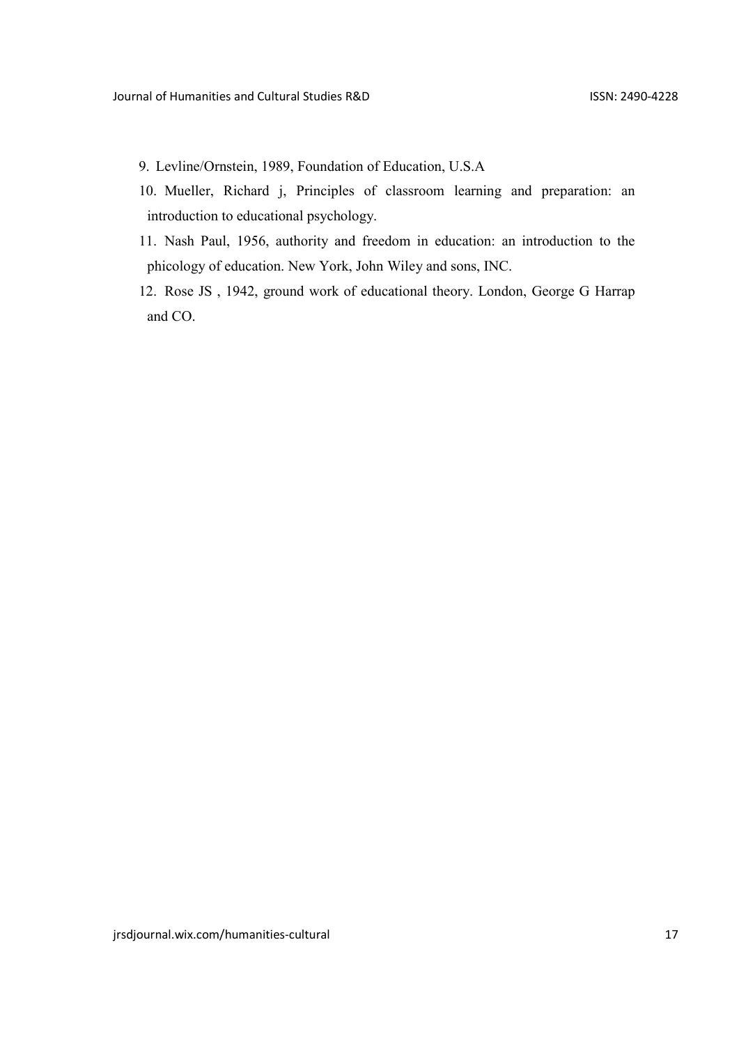9. Levline/Ornstein, 1989, Foundation of Education, U.S.A
10. Mueller, Richard j, Principles of classroom learning and preparation: an introduction to educational psychology.
11. Nash Paul, 1956, authority and freedom in education: an introduction to the phicology of education. New York, John Wiley and sons, INC.
12. Rose JS , 1942, ground work of educational theory. London, George G Harrap and CO.